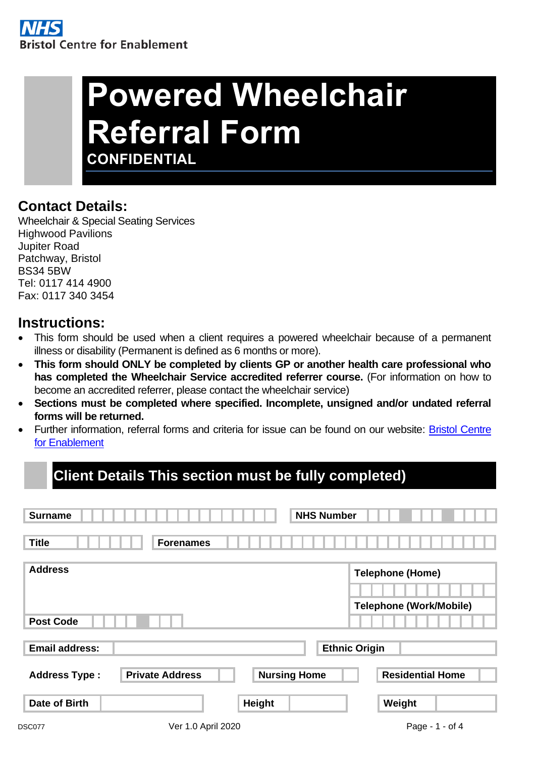NHS
Bristol Centre for Enablement

# Powered Wheelchair Referral Form

**CONFIDENTIAL**

## Contact Details:

Wheelchair & Special Seating Services
Highwood Pavilions
Jupiter Road
Patchway, Bristol
BS34 5BW
Tel: 0117 414 4900
Fax: 0117 340 3454

## Instructions:

- This form should be used when a client requires a powered wheelchair because of a permanent illness or disability (Permanent is defined as 6 months or more).
- **This form should ONLY be completed by clients GP or another health care professional who has completed the Wheelchair Service accredited referrer course.** (For information on how to become an accredited referrer, please contact the wheelchair service)
- **Sections must be completed where specified. Incomplete, unsigned and/or undated referral forms will be returned.**
- Further information, referral forms and criteria for issue can be found on our website: [Bristol Centre for Enablement]

## Client Details This section must be fully completed)

| **Surname** | | **NHS Number** | |
|---|---|---|---|
| **Title** | | **Forenames** | |
| **Address** | | **Telephone (Home)** | |
| | | **Telephone (Work/Mobile)** | |
| **Post Code** | | | |
| **Email address:** | | **Ethnic Origin** | |

| **Address Type :** | **Private Address** | | **Nursing Home** | | **Residential Home** | |
|---|---|---|---|---|---|---|

| **Date of Birth** | | **Height** | | **Weight** | |
|---|---|---|---|---|---|

DSC077 Ver 1.0 April 2020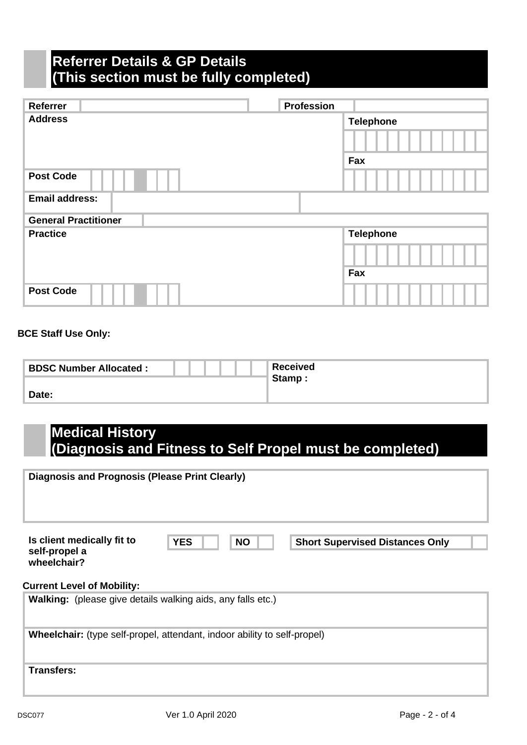## Referrer Details & GP Details (This section must be fully completed)

| Referrer | | Profession | |
|---|---|---|---|
| **Address** | | **Telephone** | |
| | | **Fax** | |
| **Post Code** | | | |
| **Email address:** | | | |
| **General Practitioner** | | | |
| **Practice** | | **Telephone** | |
| | | **Fax** | |
| **Post Code** | | | |

**BCE Staff Use Only:**

| BDSC Number Allocated : | | Received Stamp : |
|---|---|---|
| **Date:** | | |

## Medical History (Diagnosis and Fitness to Self Propel must be completed)

**Diagnosis and Prognosis (Please Print Clearly)**

**Is client medically fit to self-propel a wheelchair?** **YES** ☐ **NO** ☐ **Short Supervised Distances Only** ☐

**Current Level of Mobility:**

**Walking:** (please give details walking aids, any falls etc.)

**Wheelchair:** (type self-propel, attendant, indoor ability to self-propel)

**Transfers:**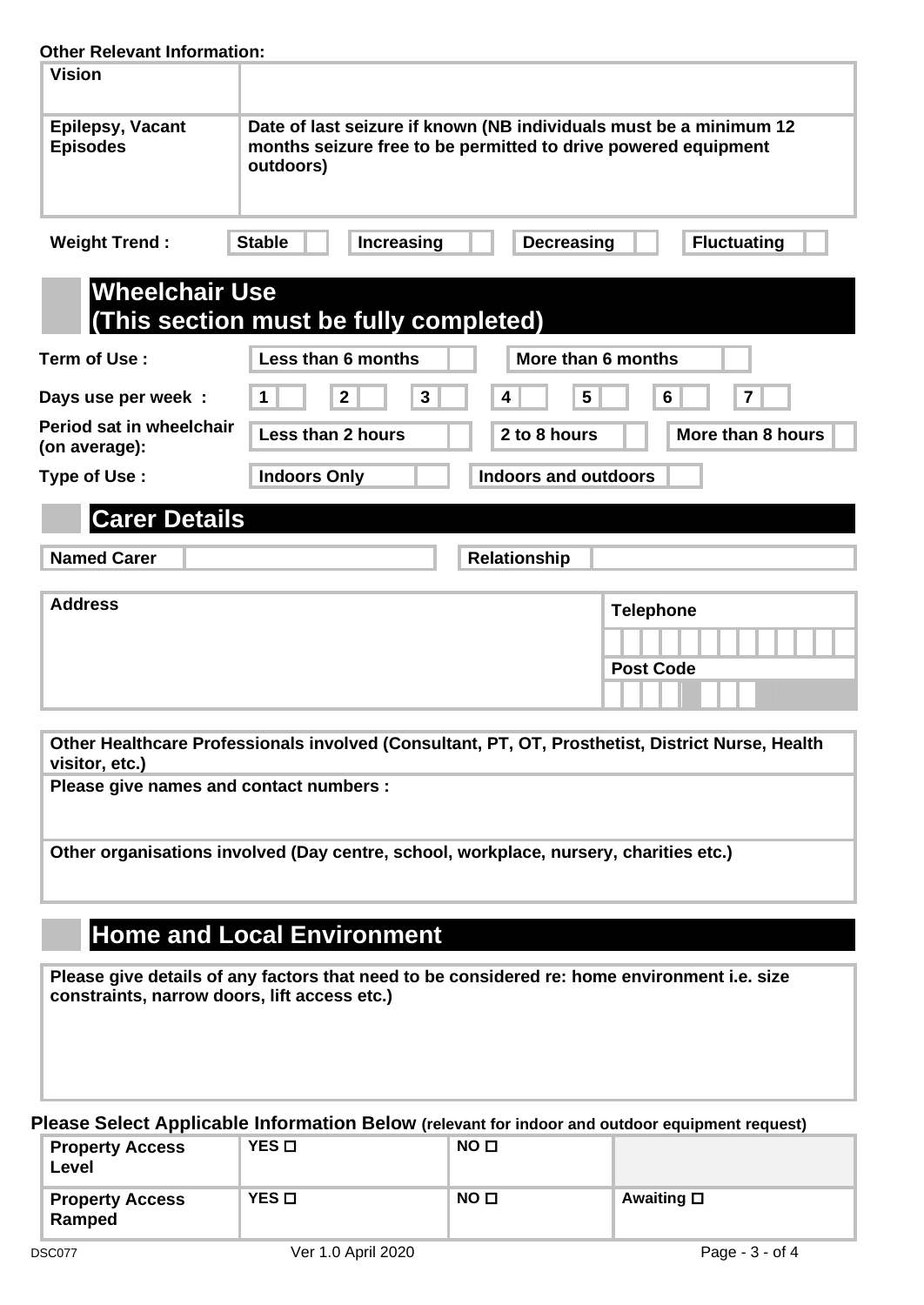**Other Relevant Information:**

| | |
|---|---|
| **Vision** | |
| **Epilepsy, Vacant Episodes** | **Date of last seizure if known (NB individuals must be a minimum 12 months seizure free to be permitted to drive powered equipment outdoors)** |

| **Weight Trend :** | **Stable** | | **Increasing** | | **Decreasing** | | **Fluctuating** | |
|---|---|---|---|---|---|---|---|---|

## Wheelchair Use (This section must be fully completed)

| | | | | | | | | | | | | | | |
|---|---|---|---|---|---|---|---|---|---|---|---|---|---|---|
| **Term of Use :** | **Less than 6 months** | | **More than 6 months** | | | | | | | | | | | |
| **Days use per week :** | **1** | | **2** | | **3** | | **4** | | **5** | | **6** | | **7** | |
| **Period sat in wheelchair (on average):** | **Less than 2 hours** | | **2 to 8 hours** | | **More than 8 hours** | | | | | | | | | |
| **Type of Use :** | **Indoors Only** | | **Indoors and outdoors** | | | | | | | | | | | |

## Carer Details

| **Named Carer** | | **Relationship** | |
|---|---|---|---|

| **Address** | **Telephone** |
|---|---|
| | |
| | **Post Code** |
| | |

| |
|---|
| **Other Healthcare Professionals involved (Consultant, PT, OT, Prosthetist, District Nurse, Health visitor, etc.)** |
| **Please give names and contact numbers :** |
| **Other organisations involved (Day centre, school, workplace, nursery, charities etc.)** |

## Home and Local Environment

| |
|---|
| **Please give details of any factors that need to be considered re: home environment i.e. size constraints, narrow doors, lift access etc.)** |

**Please Select Applicable Information Below** (relevant for indoor and outdoor equipment request)

| | | | |
|---|---|---|---|
| **Property Access Level** | **YES ☐** | **NO ☐** | |
| **Property Access Ramped** | **YES ☐** | **NO ☐** | **Awaiting ☐** |

DSC077 Ver 1.0 April 2020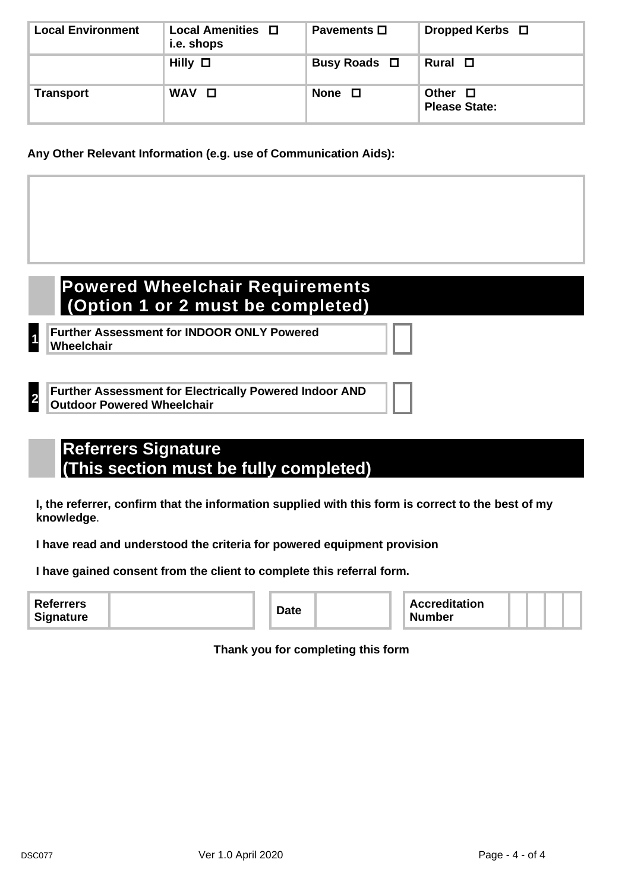| | | | |
|---|---|---|---|
| **Local Environment** | **Local Amenities** ☐ **i.e. shops** | **Pavements** ☐ | **Dropped Kerbs** ☐ |
| | **Hilly** ☐ | **Busy Roads** ☐ | **Rural** ☐ |
| **Transport** | **WAV** ☐ | **None** ☐ | **Other** ☐ **Please State:** |

**Any Other Relevant Information (e.g. use of Communication Aids):**

| |
|---|
| |

## Powered Wheelchair Requirements (Option 1 or 2 must be completed)

| | | |
|---|---|---|
| **1** | **Further Assessment for INDOOR ONLY Powered Wheelchair** | ☐ |
| **2** | **Further Assessment for Electrically Powered Indoor AND Outdoor Powered Wheelchair** | ☐ |

## Referrers Signature (This section must be fully completed)

**I, the referrer, confirm that the information supplied with this form is correct to the best of my knowledge**.

**I have read and understood the criteria for powered equipment provision**

**I have gained consent from the client to complete this referral form.**

| | | | | | | | | |
|---|---|---|---|---|---|---|---|---|
| **Referrers Signature** | | **Date** | | **Accreditation Number** | | | | |

**Thank you for completing this form**

DSC077 Ver 1.0 April 2020